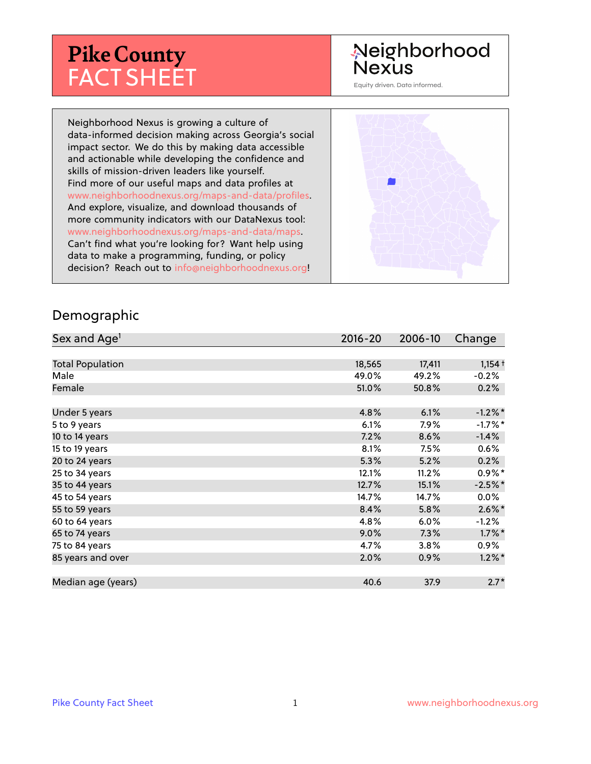# Pike County FACT SHEET

Neighborhood Nexus

Equity driven. Data informed.

Neighborhood Nexus is growing a culture of data-informed decision making across Georgia's social impact sector. We do this by making data accessible and actionable while developing the confidence and skills of mission-driven leaders like yourself. Find more of our useful maps and data profiles at www.neighborhoodnexus.org/maps-and-data/profiles. And explore, visualize, and download thousands of more community indicators with our DataNexus tool: www.neighborhoodnexus.org/maps-and-data/maps. Can't find what you're looking for? Want help using data to make a programming, funding, or policy decision? Reach out to info@neighborhoodnexus.org!

## Demographic

| Sex and Age[1] | 2016-20 | 2006-10 | Change |
|---|---|---|---|
| Total Population | 18,565 | 17,411 | 1,154 † |
| Male | 49.0% | 49.2% | -0.2% |
| Female | 51.0% | 50.8% | 0.2% |
| | | | |
| Under 5 years | 4.8% | 6.1% | -1.2%* |
| 5 to 9 years | 6.1% | 7.9% | -1.7%* |
| 10 to 14 years | 7.2% | 8.6% | -1.4% |
| 15 to 19 years | 8.1% | 7.5% | 0.6% |
| 20 to 24 years | 5.3% | 5.2% | 0.2% |
| 25 to 34 years | 12.1% | 11.2% | 0.9%* |
| 35 to 44 years | 12.7% | 15.1% | -2.5%* |
| 45 to 54 years | 14.7% | 14.7% | 0.0% |
| 55 to 59 years | 8.4% | 5.8% | 2.6%* |
| 60 to 64 years | 4.8% | 6.0% | -1.2% |
| 65 to 74 years | 9.0% | 7.3% | 1.7%* |
| 75 to 84 years | 4.7% | 3.8% | 0.9% |
| 85 years and over | 2.0% | 0.9% | 1.2%* |
| | | | |
| Median age (years) | 40.6 | 37.9 | 2.7* |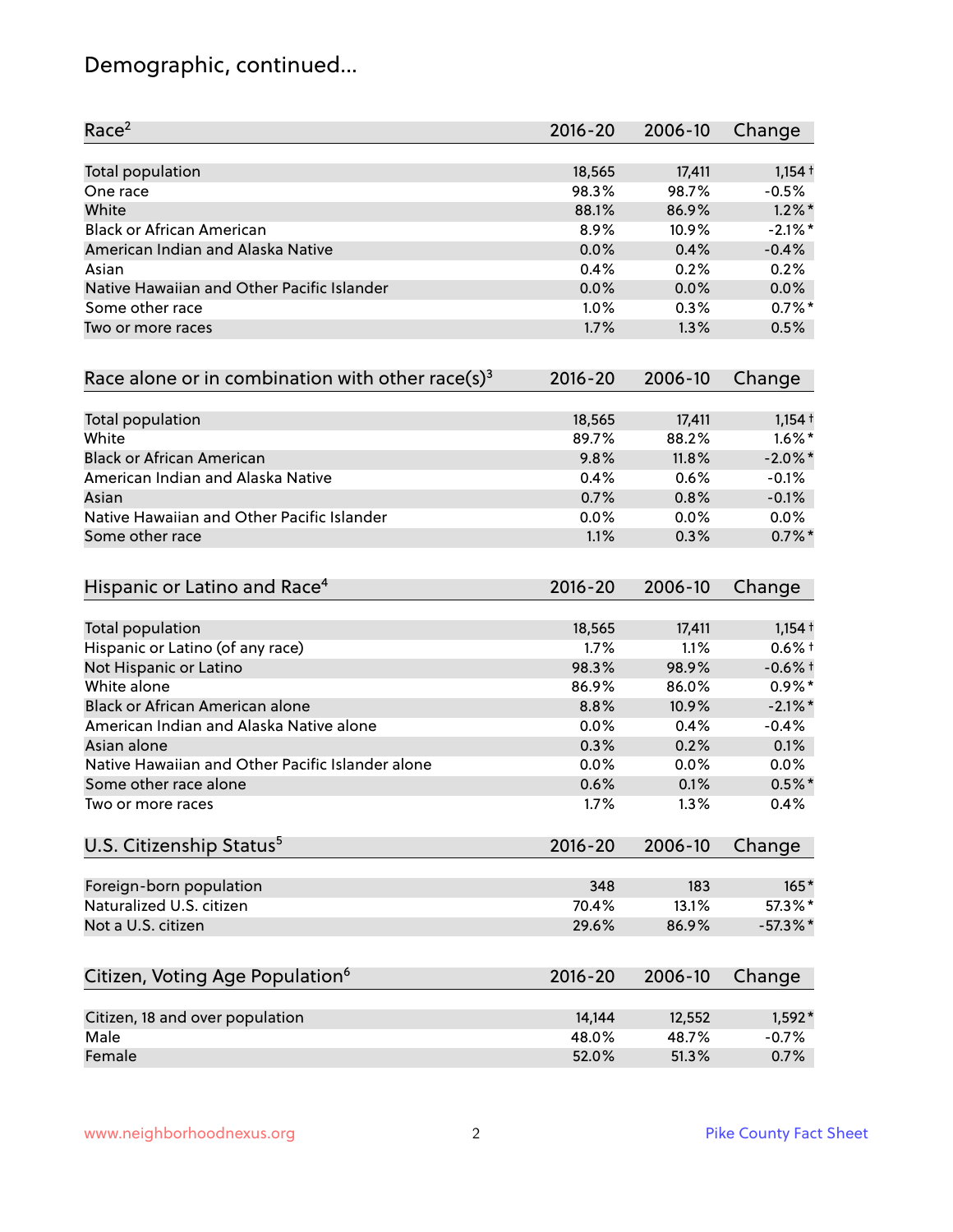# Demographic, continued...

| Race[2] | 2016-20 | 2006-10 | Change |
|---|---|---|---|
| Total population | 18,565 | 17,411 | 1,154 † |
| One race | 98.3% | 98.7% | -0.5% |
| White | 88.1% | 86.9% | 1.2% * |
| Black or African American | 8.9% | 10.9% | -2.1% * |
| American Indian and Alaska Native | 0.0% | 0.4% | -0.4% |
| Asian | 0.4% | 0.2% | 0.2% |
| Native Hawaiian and Other Pacific Islander | 0.0% | 0.0% | 0.0% |
| Some other race | 1.0% | 0.3% | 0.7% * |
| Two or more races | 1.7% | 1.3% | 0.5% |

| Race alone or in combination with other race(s)[3] | 2016-20 | 2006-10 | Change |
|---|---|---|---|
| Total population | 18,565 | 17,411 | 1,154 † |
| White | 89.7% | 88.2% | 1.6% * |
| Black or African American | 9.8% | 11.8% | -2.0% * |
| American Indian and Alaska Native | 0.4% | 0.6% | -0.1% |
| Asian | 0.7% | 0.8% | -0.1% |
| Native Hawaiian and Other Pacific Islander | 0.0% | 0.0% | 0.0% |
| Some other race | 1.1% | 0.3% | 0.7% * |

| Hispanic or Latino and Race[4] | 2016-20 | 2006-10 | Change |
|---|---|---|---|
| Total population | 18,565 | 17,411 | 1,154 † |
| Hispanic or Latino (of any race) | 1.7% | 1.1% | 0.6% † |
| Not Hispanic or Latino | 98.3% | 98.9% | -0.6% † |
| White alone | 86.9% | 86.0% | 0.9% * |
| Black or African American alone | 8.8% | 10.9% | -2.1% * |
| American Indian and Alaska Native alone | 0.0% | 0.4% | -0.4% |
| Asian alone | 0.3% | 0.2% | 0.1% |
| Native Hawaiian and Other Pacific Islander alone | 0.0% | 0.0% | 0.0% |
| Some other race alone | 0.6% | 0.1% | 0.5% * |
| Two or more races | 1.7% | 1.3% | 0.4% |

| U.S. Citizenship Status[5] | 2016-20 | 2006-10 | Change |
|---|---|---|---|
| Foreign-born population | 348 | 183 | 165 * |
| Naturalized U.S. citizen | 70.4% | 13.1% | 57.3% * |
| Not a U.S. citizen | 29.6% | 86.9% | -57.3% * |

| Citizen, Voting Age Population[6] | 2016-20 | 2006-10 | Change |
|---|---|---|---|
| Citizen, 18 and over population | 14,144 | 12,552 | 1,592 * |
| Male | 48.0% | 48.7% | -0.7% |
| Female | 52.0% | 51.3% | 0.7% |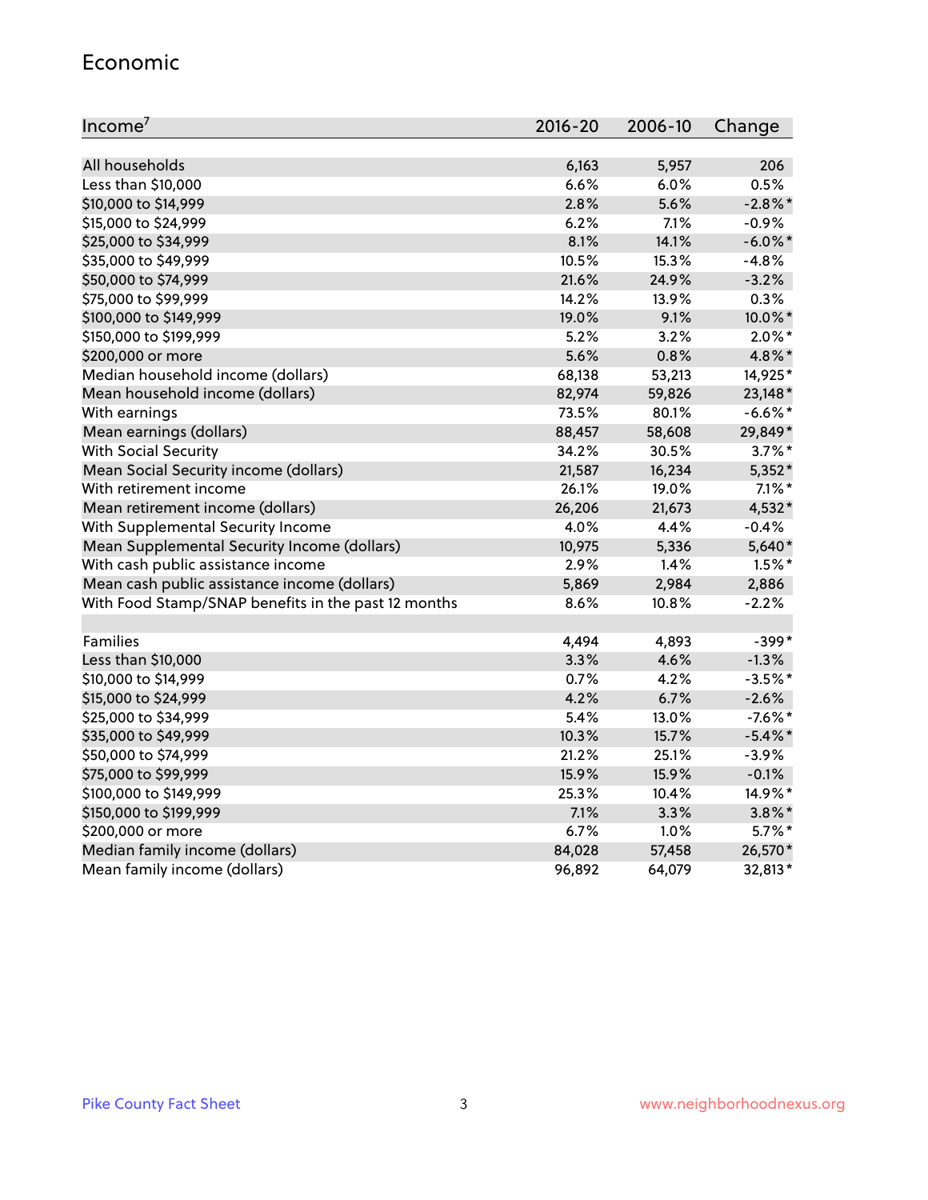## Economic

| Income[7] | 2016-20 | 2006-10 | Change |
|---|---|---|---|
| All households | 6,163 | 5,957 | 206 |
| Less than $10,000 | 6.6% | 6.0% | 0.5% |
| $10,000 to $14,999 | 2.8% | 5.6% | -2.8%* |
| $15,000 to $24,999 | 6.2% | 7.1% | -0.9% |
| $25,000 to $34,999 | 8.1% | 14.1% | -6.0%* |
| $35,000 to $49,999 | 10.5% | 15.3% | -4.8% |
| $50,000 to $74,999 | 21.6% | 24.9% | -3.2% |
| $75,000 to $99,999 | 14.2% | 13.9% | 0.3% |
| $100,000 to $149,999 | 19.0% | 9.1% | 10.0%* |
| $150,000 to $199,999 | 5.2% | 3.2% | 2.0%* |
| $200,000 or more | 5.6% | 0.8% | 4.8%* |
| Median household income (dollars) | 68,138 | 53,213 | 14,925* |
| Mean household income (dollars) | 82,974 | 59,826 | 23,148* |
| With earnings | 73.5% | 80.1% | -6.6%* |
| Mean earnings (dollars) | 88,457 | 58,608 | 29,849* |
| With Social Security | 34.2% | 30.5% | 3.7%* |
| Mean Social Security income (dollars) | 21,587 | 16,234 | 5,352* |
| With retirement income | 26.1% | 19.0% | 7.1%* |
| Mean retirement income (dollars) | 26,206 | 21,673 | 4,532* |
| With Supplemental Security Income | 4.0% | 4.4% | -0.4% |
| Mean Supplemental Security Income (dollars) | 10,975 | 5,336 | 5,640* |
| With cash public assistance income | 2.9% | 1.4% | 1.5%* |
| Mean cash public assistance income (dollars) | 5,869 | 2,984 | 2,886 |
| With Food Stamp/SNAP benefits in the past 12 months | 8.6% | 10.8% | -2.2% |
| | | | |
| Families | 4,494 | 4,893 | -399* |
| Less than $10,000 | 3.3% | 4.6% | -1.3% |
| $10,000 to $14,999 | 0.7% | 4.2% | -3.5%* |
| $15,000 to $24,999 | 4.2% | 6.7% | -2.6% |
| $25,000 to $34,999 | 5.4% | 13.0% | -7.6%* |
| $35,000 to $49,999 | 10.3% | 15.7% | -5.4%* |
| $50,000 to $74,999 | 21.2% | 25.1% | -3.9% |
| $75,000 to $99,999 | 15.9% | 15.9% | -0.1% |
| $100,000 to $149,999 | 25.3% | 10.4% | 14.9%* |
| $150,000 to $199,999 | 7.1% | 3.3% | 3.8%* |
| $200,000 or more | 6.7% | 1.0% | 5.7%* |
| Median family income (dollars) | 84,028 | 57,458 | 26,570* |
| Mean family income (dollars) | 96,892 | 64,079 | 32,813* |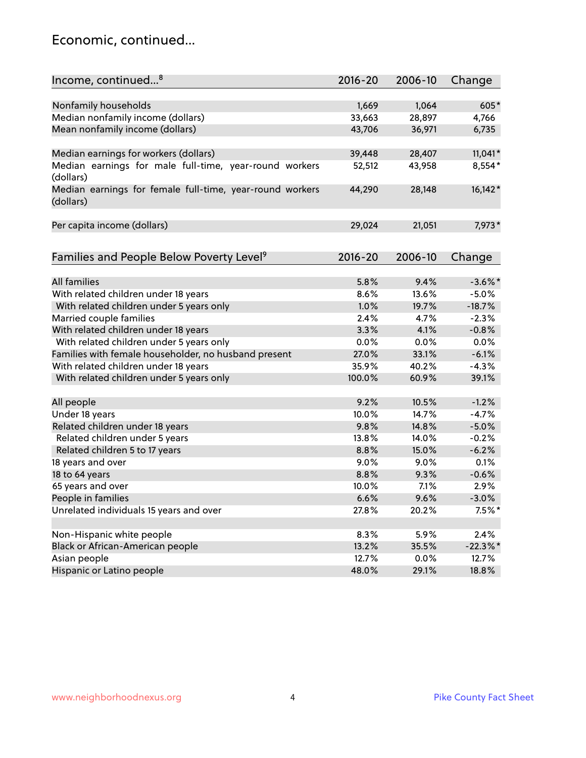## Economic, continued...

| Income, continued...[8] | 2016-20 | 2006-10 | Change |
|---|---|---|---|
| Nonfamily households | 1,669 | 1,064 | 605* |
| Median nonfamily income (dollars) | 33,663 | 28,897 | 4,766 |
| Mean nonfamily income (dollars) | 43,706 | 36,971 | 6,735 |
| Median earnings for workers (dollars) | 39,448 | 28,407 | 11,041* |
| Median earnings for male full-time, year-round workers (dollars) | 52,512 | 43,958 | 8,554* |
| Median earnings for female full-time, year-round workers (dollars) | 44,290 | 28,148 | 16,142* |
| Per capita income (dollars) | 29,024 | 21,051 | 7,973* |

| Families and People Below Poverty Level[9] | 2016-20 | 2006-10 | Change |
|---|---|---|---|
| All families | 5.8% | 9.4% | -3.6%* |
| With related children under 18 years | 8.6% | 13.6% | -5.0% |
| With related children under 5 years only | 1.0% | 19.7% | -18.7% |
| Married couple families | 2.4% | 4.7% | -2.3% |
| With related children under 18 years | 3.3% | 4.1% | -0.8% |
| With related children under 5 years only | 0.0% | 0.0% | 0.0% |
| Families with female householder, no husband present | 27.0% | 33.1% | -6.1% |
| With related children under 18 years | 35.9% | 40.2% | -4.3% |
| With related children under 5 years only | 100.0% | 60.9% | 39.1% |
| All people | 9.2% | 10.5% | -1.2% |
| Under 18 years | 10.0% | 14.7% | -4.7% |
| Related children under 18 years | 9.8% | 14.8% | -5.0% |
| Related children under 5 years | 13.8% | 14.0% | -0.2% |
| Related children 5 to 17 years | 8.8% | 15.0% | -6.2% |
| 18 years and over | 9.0% | 9.0% | 0.1% |
| 18 to 64 years | 8.8% | 9.3% | -0.6% |
| 65 years and over | 10.0% | 7.1% | 2.9% |
| People in families | 6.6% | 9.6% | -3.0% |
| Unrelated individuals 15 years and over | 27.8% | 20.2% | 7.5%* |
| Non-Hispanic white people | 8.3% | 5.9% | 2.4% |
| Black or African-American people | 13.2% | 35.5% | -22.3%* |
| Asian people | 12.7% | 0.0% | 12.7% |
| Hispanic or Latino people | 48.0% | 29.1% | 18.8% |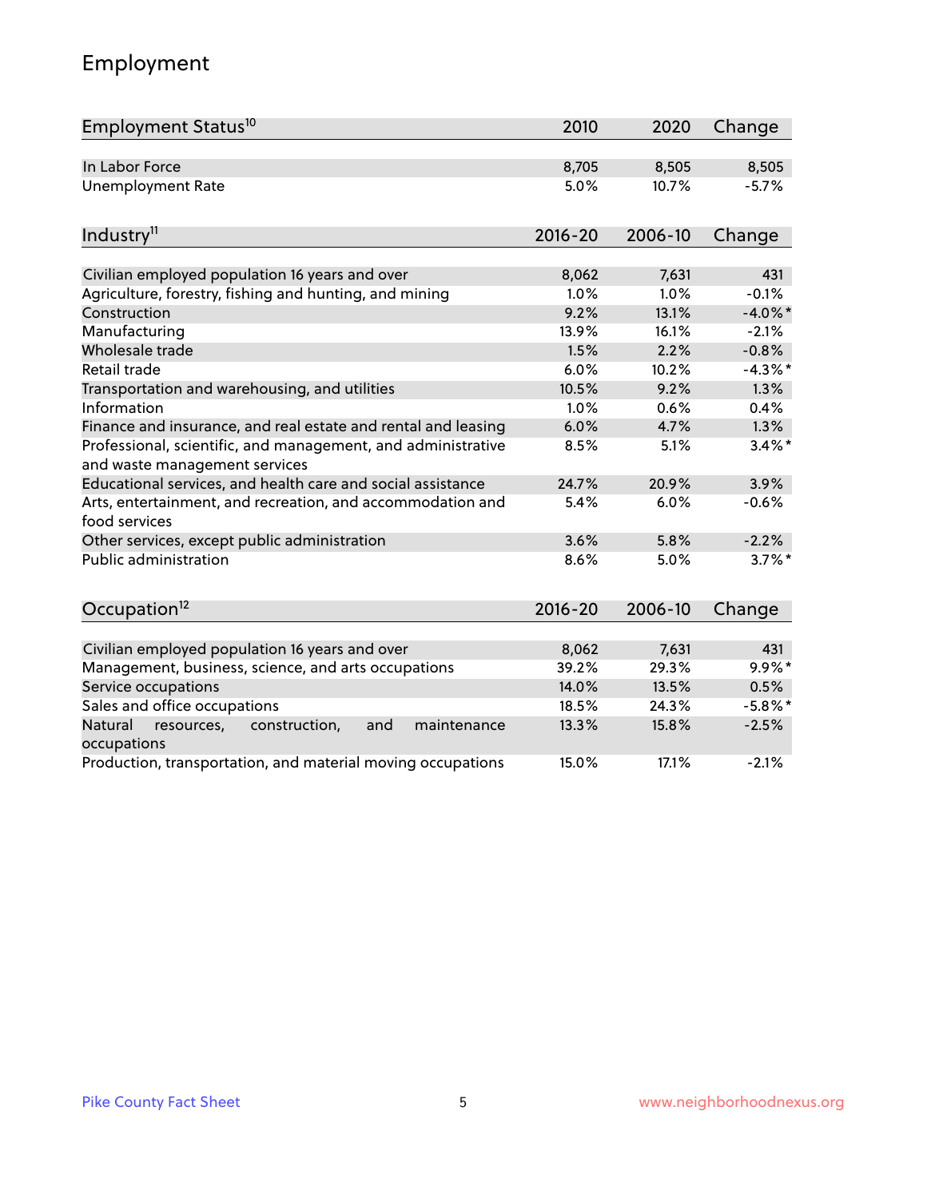# Employment

| Employment Status[10] | 2010 | 2020 | Change |
|---|---|---|---|
| In Labor Force | 8,705 | 8,505 | 8,505 |
| Unemployment Rate | 5.0% | 10.7% | -5.7% |

| Industry[11] | 2016-20 | 2006-10 | Change |
|---|---|---|---|
| Civilian employed population 16 years and over | 8,062 | 7,631 | 431 |
| Agriculture, forestry, fishing and hunting, and mining | 1.0% | 1.0% | -0.1% |
| Construction | 9.2% | 13.1% | -4.0%* |
| Manufacturing | 13.9% | 16.1% | -2.1% |
| Wholesale trade | 1.5% | 2.2% | -0.8% |
| Retail trade | 6.0% | 10.2% | -4.3%* |
| Transportation and warehousing, and utilities | 10.5% | 9.2% | 1.3% |
| Information | 1.0% | 0.6% | 0.4% |
| Finance and insurance, and real estate and rental and leasing | 6.0% | 4.7% | 1.3% |
| Professional, scientific, and management, and administrative and waste management services | 8.5% | 5.1% | 3.4%* |
| Educational services, and health care and social assistance | 24.7% | 20.9% | 3.9% |
| Arts, entertainment, and recreation, and accommodation and food services | 5.4% | 6.0% | -0.6% |
| Other services, except public administration | 3.6% | 5.8% | -2.2% |
| Public administration | 8.6% | 5.0% | 3.7%* |

| Occupation[12] | 2016-20 | 2006-10 | Change |
|---|---|---|---|
| Civilian employed population 16 years and over | 8,062 | 7,631 | 431 |
| Management, business, science, and arts occupations | 39.2% | 29.3% | 9.9%* |
| Service occupations | 14.0% | 13.5% | 0.5% |
| Sales and office occupations | 18.5% | 24.3% | -5.8%* |
| Natural resources, construction, and maintenance occupations | 13.3% | 15.8% | -2.5% |
| Production, transportation, and material moving occupations | 15.0% | 17.1% | -2.1% |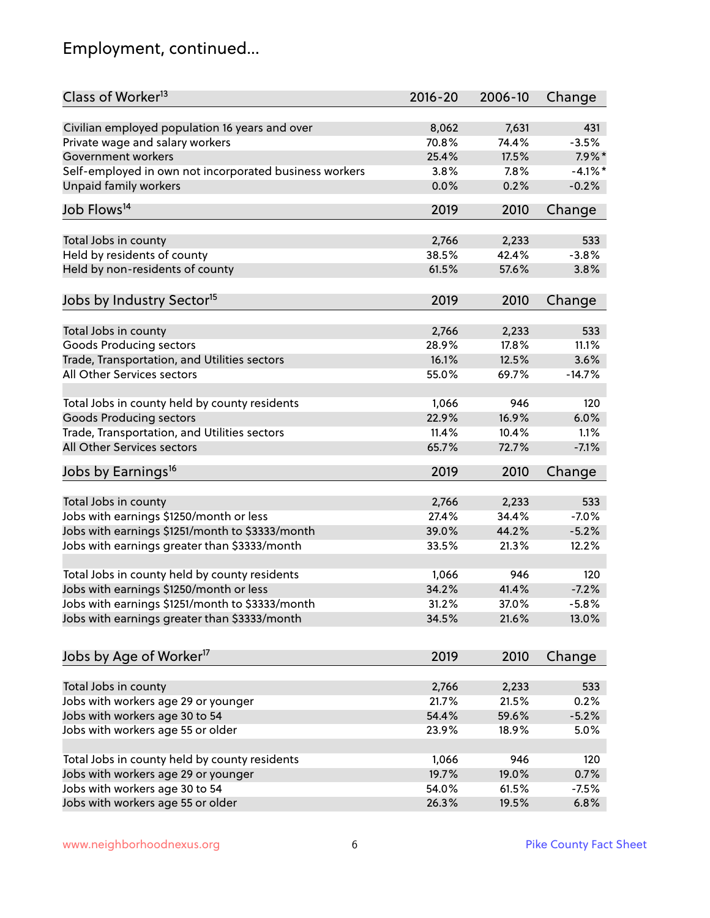## Employment, continued...

| Class of Worker[13] | 2016-20 | 2006-10 | Change |
|---|---|---|---|
| Civilian employed population 16 years and over | 8,062 | 7,631 | 431 |
| Private wage and salary workers | 70.8% | 74.4% | -3.5% |
| Government workers | 25.4% | 17.5% | 7.9%* |
| Self-employed in own not incorporated business workers | 3.8% | 7.8% | -4.1%* |
| Unpaid family workers | 0.0% | 0.2% | -0.2% |

| Job Flows[14] | 2019 | 2010 | Change |
|---|---|---|---|
| Total Jobs in county | 2,766 | 2,233 | 533 |
| Held by residents of county | 38.5% | 42.4% | -3.8% |
| Held by non-residents of county | 61.5% | 57.6% | 3.8% |

| Jobs by Industry Sector[15] | 2019 | 2010 | Change |
|---|---|---|---|
| Total Jobs in county | 2,766 | 2,233 | 533 |
| Goods Producing sectors | 28.9% | 17.8% | 11.1% |
| Trade, Transportation, and Utilities sectors | 16.1% | 12.5% | 3.6% |
| All Other Services sectors | 55.0% | 69.7% | -14.7% |
| | | | |
| Total Jobs in county held by county residents | 1,066 | 946 | 120 |
| Goods Producing sectors | 22.9% | 16.9% | 6.0% |
| Trade, Transportation, and Utilities sectors | 11.4% | 10.4% | 1.1% |
| All Other Services sectors | 65.7% | 72.7% | -7.1% |

| Jobs by Earnings[16] | 2019 | 2010 | Change |
|---|---|---|---|
| Total Jobs in county | 2,766 | 2,233 | 533 |
| Jobs with earnings $1250/month or less | 27.4% | 34.4% | -7.0% |
| Jobs with earnings $1251/month to $3333/month | 39.0% | 44.2% | -5.2% |
| Jobs with earnings greater than $3333/month | 33.5% | 21.3% | 12.2% |
| | | | |
| Total Jobs in county held by county residents | 1,066 | 946 | 120 |
| Jobs with earnings $1250/month or less | 34.2% | 41.4% | -7.2% |
| Jobs with earnings $1251/month to $3333/month | 31.2% | 37.0% | -5.8% |
| Jobs with earnings greater than $3333/month | 34.5% | 21.6% | 13.0% |

| Jobs by Age of Worker[17] | 2019 | 2010 | Change |
|---|---|---|---|
| Total Jobs in county | 2,766 | 2,233 | 533 |
| Jobs with workers age 29 or younger | 21.7% | 21.5% | 0.2% |
| Jobs with workers age 30 to 54 | 54.4% | 59.6% | -5.2% |
| Jobs with workers age 55 or older | 23.9% | 18.9% | 5.0% |
| | | | |
| Total Jobs in county held by county residents | 1,066 | 946 | 120 |
| Jobs with workers age 29 or younger | 19.7% | 19.0% | 0.7% |
| Jobs with workers age 30 to 54 | 54.0% | 61.5% | -7.5% |
| Jobs with workers age 55 or older | 26.3% | 19.5% | 6.8% |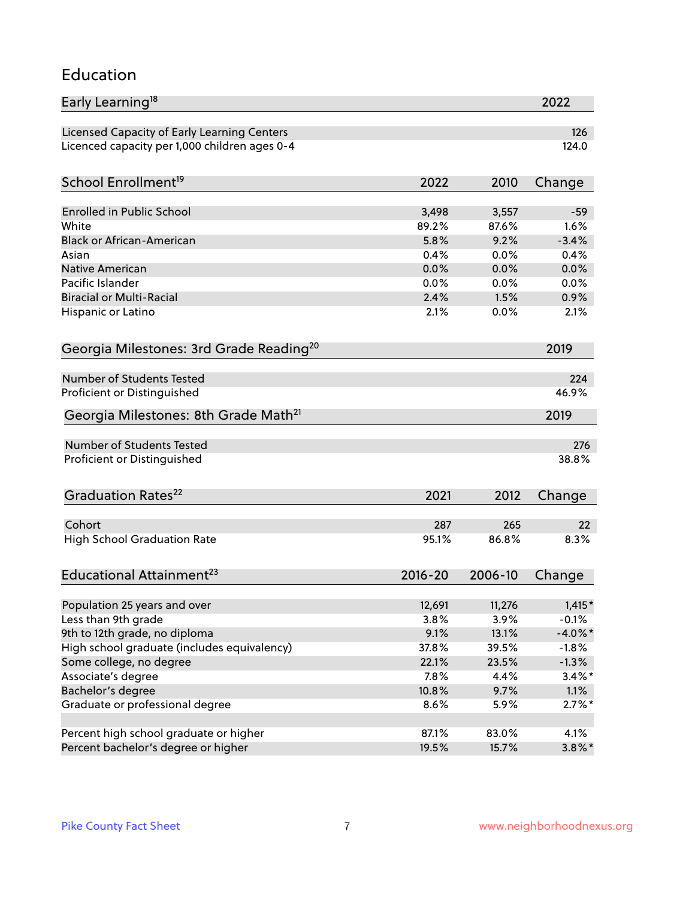## Education

| Early Learning[18] | 2022 |
| --- | --- |
| Licensed Capacity of Early Learning Centers | 126 |
| Licenced capacity per 1,000 children ages 0-4 | 124.0 |

| School Enrollment[19] | 2022 | 2010 | Change |
| --- | --- | --- | --- |
| Enrolled in Public School | 3,498 | 3,557 | -59 |
| White | 89.2% | 87.6% | 1.6% |
| Black or African-American | 5.8% | 9.2% | -3.4% |
| Asian | 0.4% | 0.0% | 0.4% |
| Native American | 0.0% | 0.0% | 0.0% |
| Pacific Islander | 0.0% | 0.0% | 0.0% |
| Biracial or Multi-Racial | 2.4% | 1.5% | 0.9% |
| Hispanic or Latino | 2.1% | 0.0% | 2.1% |

| Georgia Milestones: 3rd Grade Reading[20] | 2019 |
| --- | --- |
| Number of Students Tested | 224 |
| Proficient or Distinguished | 46.9% |

| Georgia Milestones: 8th Grade Math[21] | 2019 |
| --- | --- |
| Number of Students Tested | 276 |
| Proficient or Distinguished | 38.8% |

| Graduation Rates[22] | 2021 | 2012 | Change |
| --- | --- | --- | --- |
| Cohort | 287 | 265 | 22 |
| High School Graduation Rate | 95.1% | 86.8% | 8.3% |

| Educational Attainment[23] | 2016-20 | 2006-10 | Change |
| --- | --- | --- | --- |
| Population 25 years and over | 12,691 | 11,276 | 1,415* |
| Less than 9th grade | 3.8% | 3.9% | -0.1% |
| 9th to 12th grade, no diploma | 9.1% | 13.1% | -4.0%* |
| High school graduate (includes equivalency) | 37.8% | 39.5% | -1.8% |
| Some college, no degree | 22.1% | 23.5% | -1.3% |
| Associate's degree | 7.8% | 4.4% | 3.4%* |
| Bachelor's degree | 10.8% | 9.7% | 1.1% |
| Graduate or professional degree | 8.6% | 5.9% | 2.7%* |
| | | | |
| Percent high school graduate or higher | 87.1% | 83.0% | 4.1% |
| Percent bachelor's degree or higher | 19.5% | 15.7% | 3.8%* |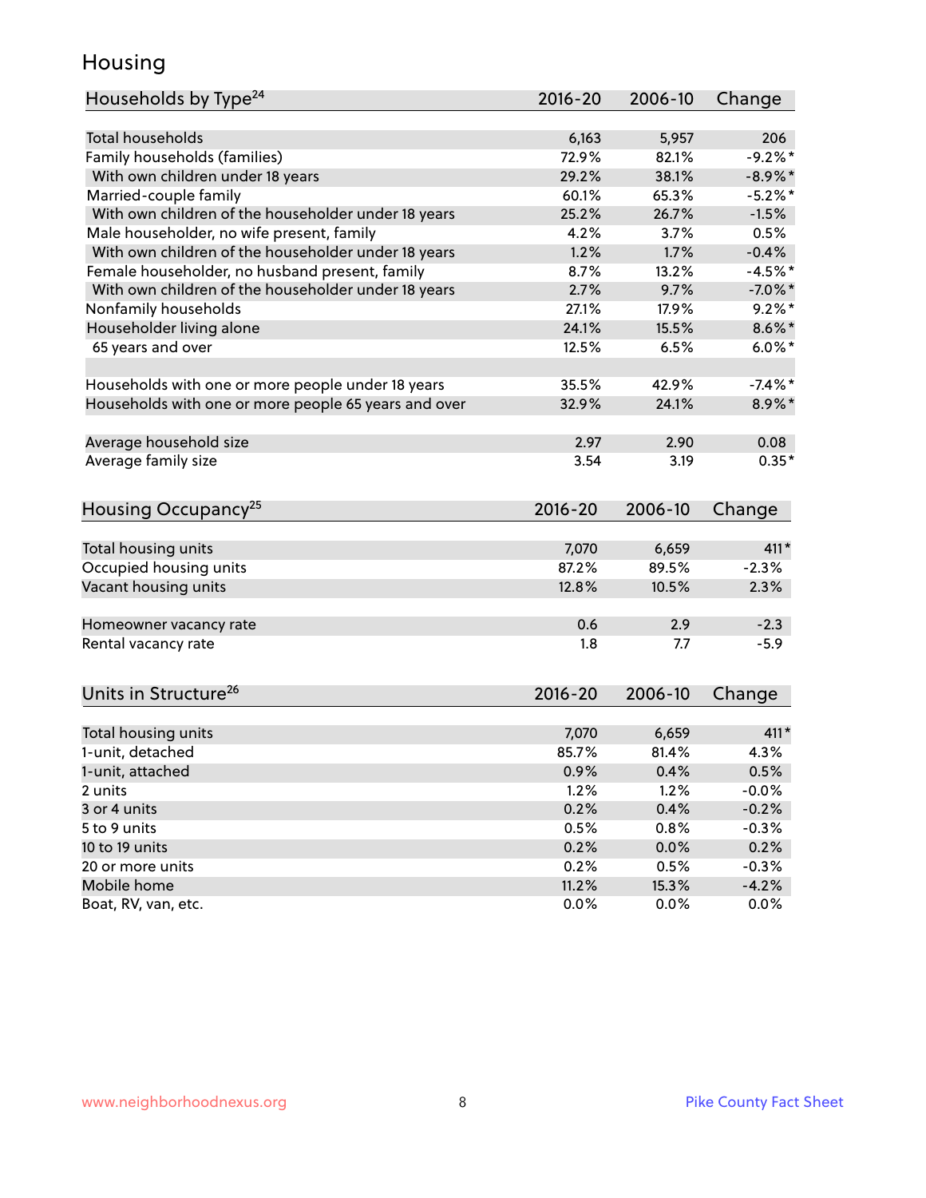# Housing

| Households by Type[24] | 2016-20 | 2006-10 | Change |
|---|---|---|---|
| Total households | 6,163 | 5,957 | 206 |
| Family households (families) | 72.9% | 82.1% | -9.2%* |
| With own children under 18 years | 29.2% | 38.1% | -8.9%* |
| Married-couple family | 60.1% | 65.3% | -5.2%* |
| With own children of the householder under 18 years | 25.2% | 26.7% | -1.5% |
| Male householder, no wife present, family | 4.2% | 3.7% | 0.5% |
| With own children of the householder under 18 years | 1.2% | 1.7% | -0.4% |
| Female householder, no husband present, family | 8.7% | 13.2% | -4.5%* |
| With own children of the householder under 18 years | 2.7% | 9.7% | -7.0%* |
| Nonfamily households | 27.1% | 17.9% | 9.2%* |
| Householder living alone | 24.1% | 15.5% | 8.6%* |
| 65 years and over | 12.5% | 6.5% | 6.0%* |
| | | | |
| Households with one or more people under 18 years | 35.5% | 42.9% | -7.4%* |
| Households with one or more people 65 years and over | 32.9% | 24.1% | 8.9%* |
| | | | |
| Average household size | 2.97 | 2.90 | 0.08 |
| Average family size | 3.54 | 3.19 | 0.35* |

| Housing Occupancy[25] | 2016-20 | 2006-10 | Change |
|---|---|---|---|
| Total housing units | 7,070 | 6,659 | 411* |
| Occupied housing units | 87.2% | 89.5% | -2.3% |
| Vacant housing units | 12.8% | 10.5% | 2.3% |
| | | | |
| Homeowner vacancy rate | 0.6 | 2.9 | -2.3 |
| Rental vacancy rate | 1.8 | 7.7 | -5.9 |

| Units in Structure[26] | 2016-20 | 2006-10 | Change |
|---|---|---|---|
| Total housing units | 7,070 | 6,659 | 411* |
| 1-unit, detached | 85.7% | 81.4% | 4.3% |
| 1-unit, attached | 0.9% | 0.4% | 0.5% |
| 2 units | 1.2% | 1.2% | -0.0% |
| 3 or 4 units | 0.2% | 0.4% | -0.2% |
| 5 to 9 units | 0.5% | 0.8% | -0.3% |
| 10 to 19 units | 0.2% | 0.0% | 0.2% |
| 20 or more units | 0.2% | 0.5% | -0.3% |
| Mobile home | 11.2% | 15.3% | -4.2% |
| Boat, RV, van, etc. | 0.0% | 0.0% | 0.0% |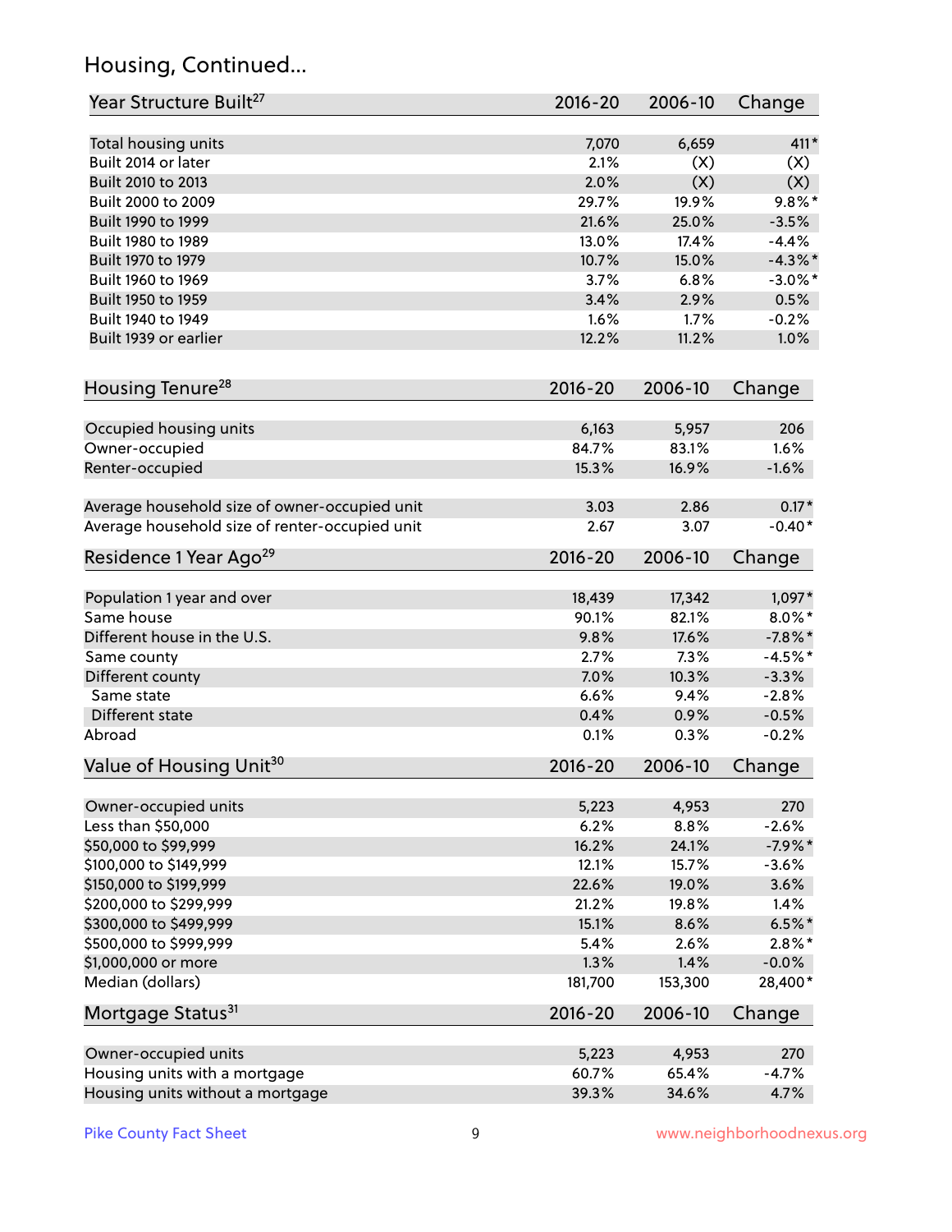## Housing, Continued...

| Year Structure Built[27] | 2016-20 | 2006-10 | Change |
|---|---|---|---|
| Total housing units | 7,070 | 6,659 | 411* |
| Built 2014 or later | 2.1% | (X) | (X) |
| Built 2010 to 2013 | 2.0% | (X) | (X) |
| Built 2000 to 2009 | 29.7% | 19.9% | 9.8%* |
| Built 1990 to 1999 | 21.6% | 25.0% | -3.5% |
| Built 1980 to 1989 | 13.0% | 17.4% | -4.4% |
| Built 1970 to 1979 | 10.7% | 15.0% | -4.3%* |
| Built 1960 to 1969 | 3.7% | 6.8% | -3.0%* |
| Built 1950 to 1959 | 3.4% | 2.9% | 0.5% |
| Built 1940 to 1949 | 1.6% | 1.7% | -0.2% |
| Built 1939 or earlier | 12.2% | 11.2% | 1.0% |

| Housing Tenure[28] | 2016-20 | 2006-10 | Change |
|---|---|---|---|
| Occupied housing units | 6,163 | 5,957 | 206 |
| Owner-occupied | 84.7% | 83.1% | 1.6% |
| Renter-occupied | 15.3% | 16.9% | -1.6% |
| Average household size of owner-occupied unit | 3.03 | 2.86 | 0.17* |
| Average household size of renter-occupied unit | 2.67 | 3.07 | -0.40* |

| Residence 1 Year Ago[29] | 2016-20 | 2006-10 | Change |
|---|---|---|---|
| Population 1 year and over | 18,439 | 17,342 | 1,097* |
| Same house | 90.1% | 82.1% | 8.0%* |
| Different house in the U.S. | 9.8% | 17.6% | -7.8%* |
| Same county | 2.7% | 7.3% | -4.5%* |
| Different county | 7.0% | 10.3% | -3.3% |
| Same state | 6.6% | 9.4% | -2.8% |
| Different state | 0.4% | 0.9% | -0.5% |
| Abroad | 0.1% | 0.3% | -0.2% |

| Value of Housing Unit[30] | 2016-20 | 2006-10 | Change |
|---|---|---|---|
| Owner-occupied units | 5,223 | 4,953 | 270 |
| Less than $50,000 | 6.2% | 8.8% | -2.6% |
| $50,000 to $99,999 | 16.2% | 24.1% | -7.9%* |
| $100,000 to $149,999 | 12.1% | 15.7% | -3.6% |
| $150,000 to $199,999 | 22.6% | 19.0% | 3.6% |
| $200,000 to $299,999 | 21.2% | 19.8% | 1.4% |
| $300,000 to $499,999 | 15.1% | 8.6% | 6.5%* |
| $500,000 to $999,999 | 5.4% | 2.6% | 2.8%* |
| $1,000,000 or more | 1.3% | 1.4% | -0.0% |
| Median (dollars) | 181,700 | 153,300 | 28,400* |

| Mortgage Status[31] | 2016-20 | 2006-10 | Change |
|---|---|---|---|
| Owner-occupied units | 5,223 | 4,953 | 270 |
| Housing units with a mortgage | 60.7% | 65.4% | -4.7% |
| Housing units without a mortgage | 39.3% | 34.6% | 4.7% |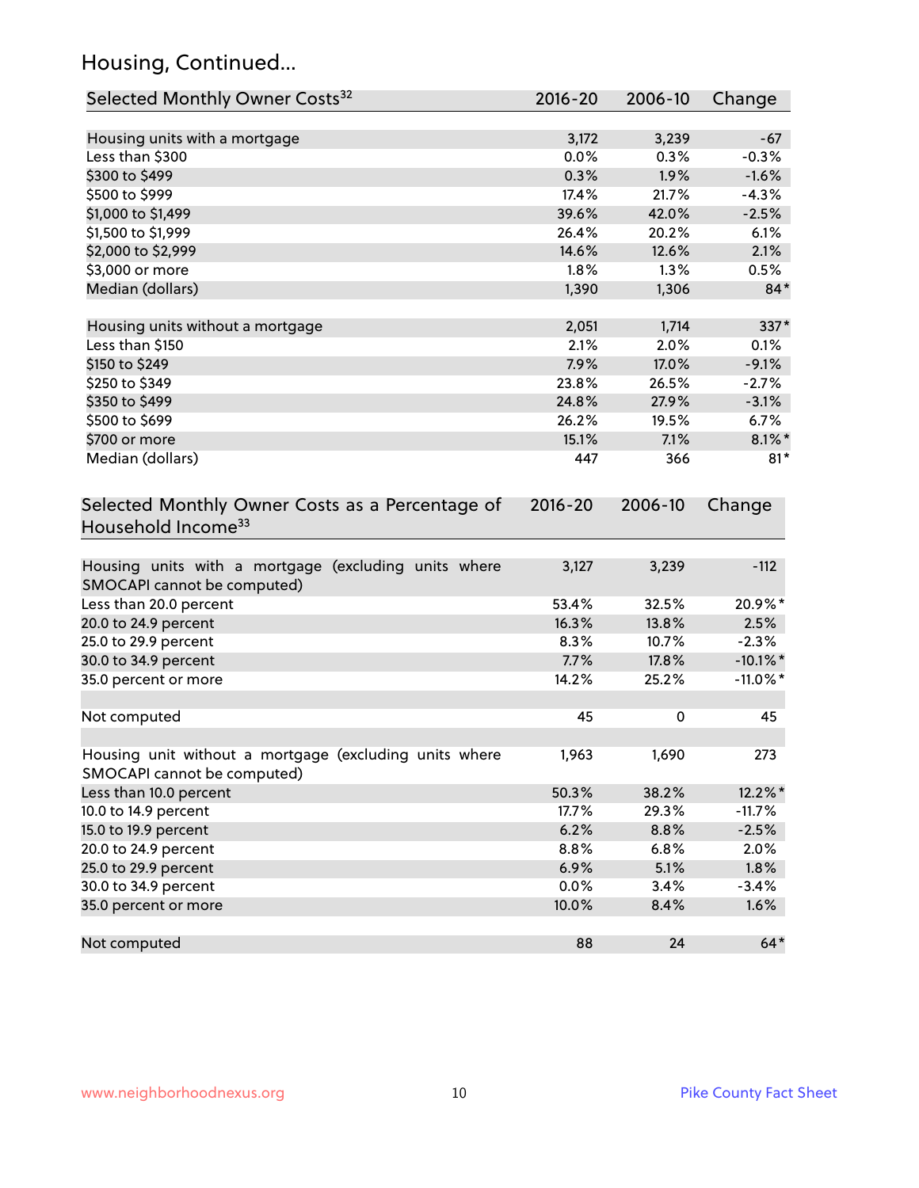## Housing, Continued...

| Selected Monthly Owner Costs[32] | 2016-20 | 2006-10 | Change |
|---|---|---|---|
| Housing units with a mortgage | 3,172 | 3,239 | -67 |
| Less than $300 | 0.0% | 0.3% | -0.3% |
| $300 to $499 | 0.3% | 1.9% | -1.6% |
| $500 to $999 | 17.4% | 21.7% | -4.3% |
| $1,000 to $1,499 | 39.6% | 42.0% | -2.5% |
| $1,500 to $1,999 | 26.4% | 20.2% | 6.1% |
| $2,000 to $2,999 | 14.6% | 12.6% | 2.1% |
| $3,000 or more | 1.8% | 1.3% | 0.5% |
| Median (dollars) | 1,390 | 1,306 | 84* |
| | | | |
| Housing units without a mortgage | 2,051 | 1,714 | 337* |
| Less than $150 | 2.1% | 2.0% | 0.1% |
| $150 to $249 | 7.9% | 17.0% | -9.1% |
| $250 to $349 | 23.8% | 26.5% | -2.7% |
| $350 to $499 | 24.8% | 27.9% | -3.1% |
| $500 to $699 | 26.2% | 19.5% | 6.7% |
| $700 or more | 15.1% | 7.1% | 8.1%* |
| Median (dollars) | 447 | 366 | 81* |

| Selected Monthly Owner Costs as a Percentage of Household Income[33] | 2016-20 | 2006-10 | Change |
|---|---|---|---|
| Housing units with a mortgage (excluding units where SMOCAPI cannot be computed) | 3,127 | 3,239 | -112 |
| Less than 20.0 percent | 53.4% | 32.5% | 20.9%* |
| 20.0 to 24.9 percent | 16.3% | 13.8% | 2.5% |
| 25.0 to 29.9 percent | 8.3% | 10.7% | -2.3% |
| 30.0 to 34.9 percent | 7.7% | 17.8% | -10.1%* |
| 35.0 percent or more | 14.2% | 25.2% | -11.0%* |
| | | | |
| Not computed | 45 | 0 | 45 |
| | | | |
| Housing unit without a mortgage (excluding units where SMOCAPI cannot be computed) | 1,963 | 1,690 | 273 |
| Less than 10.0 percent | 50.3% | 38.2% | 12.2%* |
| 10.0 to 14.9 percent | 17.7% | 29.3% | -11.7% |
| 15.0 to 19.9 percent | 6.2% | 8.8% | -2.5% |
| 20.0 to 24.9 percent | 8.8% | 6.8% | 2.0% |
| 25.0 to 29.9 percent | 6.9% | 5.1% | 1.8% |
| 30.0 to 34.9 percent | 0.0% | 3.4% | -3.4% |
| 35.0 percent or more | 10.0% | 8.4% | 1.6% |
| | | | |
| Not computed | 88 | 24 | 64* |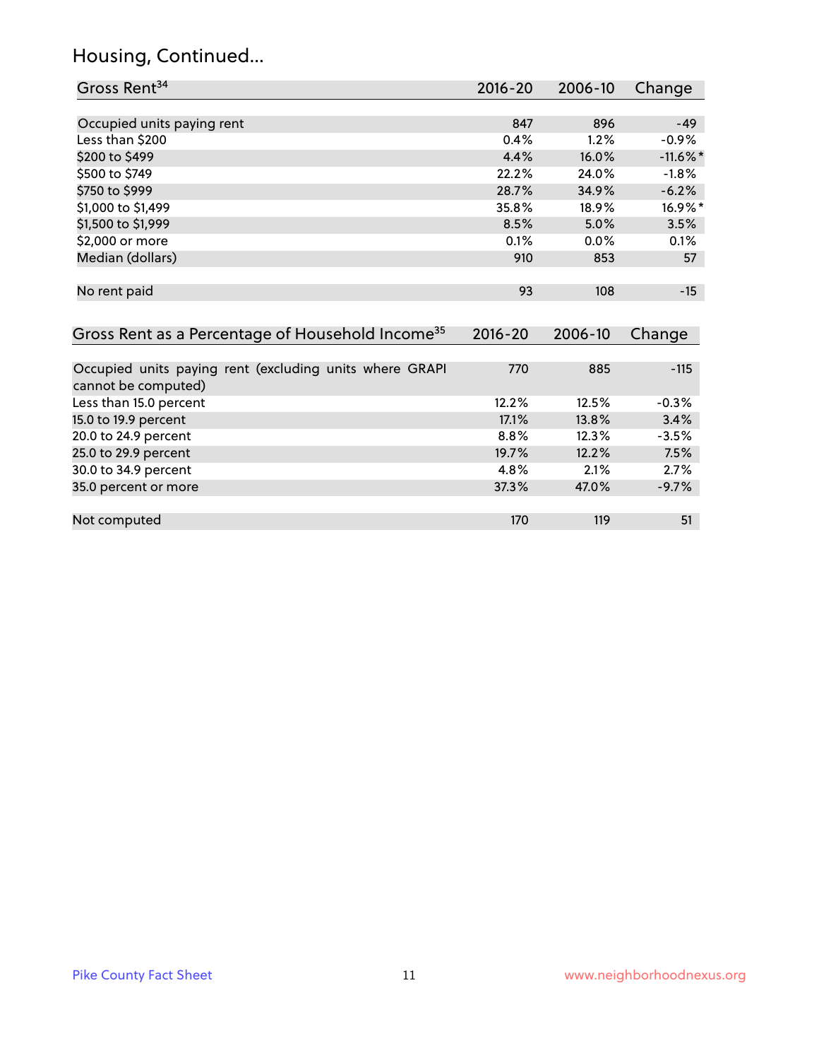## Housing, Continued...

| Gross Rent[34] | 2016-20 | 2006-10 | Change |
|---|---|---|---|
| Occupied units paying rent | 847 | 896 | -49 |
| Less than $200 | 0.4% | 1.2% | -0.9% |
| $200 to $499 | 4.4% | 16.0% | -11.6%* |
| $500 to $749 | 22.2% | 24.0% | -1.8% |
| $750 to $999 | 28.7% | 34.9% | -6.2% |
| $1,000 to $1,499 | 35.8% | 18.9% | 16.9%* |
| $1,500 to $1,999 | 8.5% | 5.0% | 3.5% |
| $2,000 or more | 0.1% | 0.0% | 0.1% |
| Median (dollars) | 910 | 853 | 57 |
| No rent paid | 93 | 108 | -15 |

| Gross Rent as a Percentage of Household Income[35] | 2016-20 | 2006-10 | Change |
|---|---|---|---|
| Occupied units paying rent (excluding units where GRAPI cannot be computed) | 770 | 885 | -115 |
| Less than 15.0 percent | 12.2% | 12.5% | -0.3% |
| 15.0 to 19.9 percent | 17.1% | 13.8% | 3.4% |
| 20.0 to 24.9 percent | 8.8% | 12.3% | -3.5% |
| 25.0 to 29.9 percent | 19.7% | 12.2% | 7.5% |
| 30.0 to 34.9 percent | 4.8% | 2.1% | 2.7% |
| 35.0 percent or more | 37.3% | 47.0% | -9.7% |
| Not computed | 170 | 119 | 51 |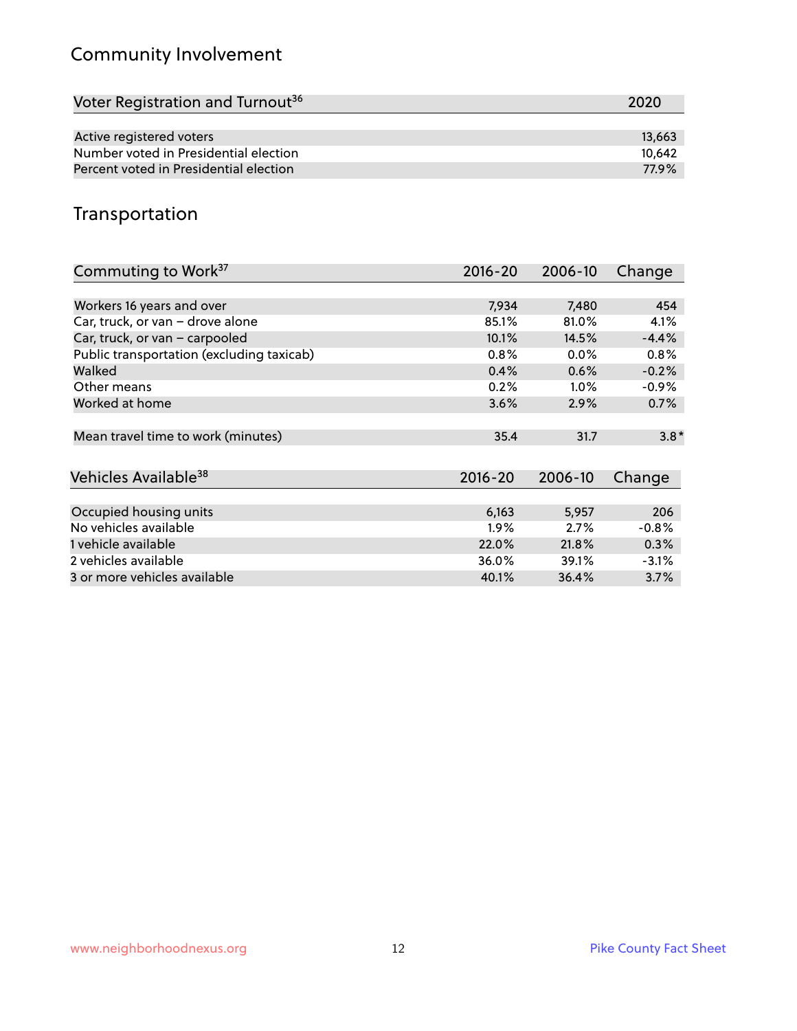## Community Involvement

| Voter Registration and Turnout[36] | 2020 |
|---|---|
| Active registered voters | 13,663 |
| Number voted in Presidential election | 10,642 |
| Percent voted in Presidential election | 77.9% |

## Transportation

| Commuting to Work[37] | 2016-20 | 2006-10 | Change |
|---|---|---|---|
| Workers 16 years and over | 7,934 | 7,480 | 454 |
| Car, truck, or van – drove alone | 85.1% | 81.0% | 4.1% |
| Car, truck, or van – carpooled | 10.1% | 14.5% | -4.4% |
| Public transportation (excluding taxicab) | 0.8% | 0.0% | 0.8% |
| Walked | 0.4% | 0.6% | -0.2% |
| Other means | 0.2% | 1.0% | -0.9% |
| Worked at home | 3.6% | 2.9% | 0.7% |
| Mean travel time to work (minutes) | 35.4 | 31.7 | 3.8* |

| Vehicles Available[38] | 2016-20 | 2006-10 | Change |
|---|---|---|---|
| Occupied housing units | 6,163 | 5,957 | 206 |
| No vehicles available | 1.9% | 2.7% | -0.8% |
| 1 vehicle available | 22.0% | 21.8% | 0.3% |
| 2 vehicles available | 36.0% | 39.1% | -3.1% |
| 3 or more vehicles available | 40.1% | 36.4% | 3.7% |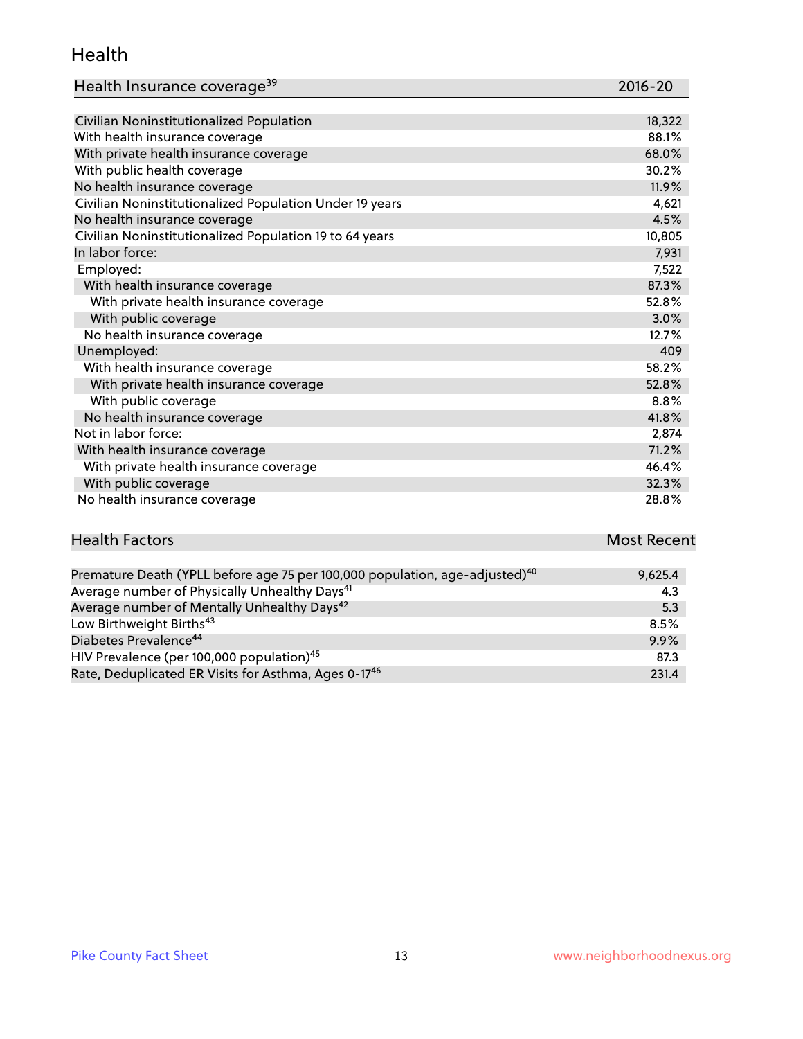## Health

| Health Insurance coverage[39] | 2016-20 |
|---|---|
| Civilian Noninstitutionalized Population | 18,322 |
| With health insurance coverage | 88.1% |
| With private health insurance coverage | 68.0% |
| With public health coverage | 30.2% |
| No health insurance coverage | 11.9% |
| Civilian Noninstitutionalized Population Under 19 years | 4,621 |
| No health insurance coverage | 4.5% |
| Civilian Noninstitutionalized Population 19 to 64 years | 10,805 |
| In labor force: | 7,931 |
| Employed: | 7,522 |
| With health insurance coverage | 87.3% |
| With private health insurance coverage | 52.8% |
| With public coverage | 3.0% |
| No health insurance coverage | 12.7% |
| Unemployed: | 409 |
| With health insurance coverage | 58.2% |
| With private health insurance coverage | 52.8% |
| With public coverage | 8.8% |
| No health insurance coverage | 41.8% |
| Not in labor force: | 2,874 |
| With health insurance coverage | 71.2% |
| With private health insurance coverage | 46.4% |
| With public coverage | 32.3% |
| No health insurance coverage | 28.8% |

| Health Factors | Most Recent |
|---|---|
| Premature Death (YPLL before age 75 per 100,000 population, age-adjusted)[40] | 9,625.4 |
| Average number of Physically Unhealthy Days[41] | 4.3 |
| Average number of Mentally Unhealthy Days[42] | 5.3 |
| Low Birthweight Births[43] | 8.5% |
| Diabetes Prevalence[44] | 9.9% |
| HIV Prevalence (per 100,000 population)[45] | 87.3 |
| Rate, Deduplicated ER Visits for Asthma, Ages 0-17[46] | 231.4 |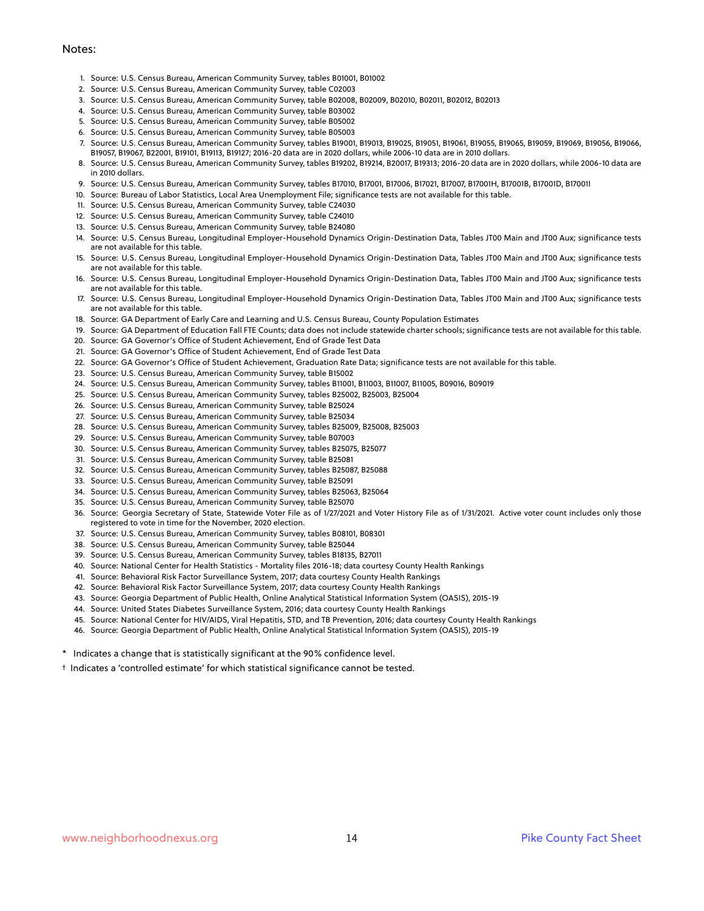Notes:

1. Source: U.S. Census Bureau, American Community Survey, tables B01001, B01002
2. Source: U.S. Census Bureau, American Community Survey, table C02003
3. Source: U.S. Census Bureau, American Community Survey, table B02008, B02009, B02010, B02011, B02012, B02013
4. Source: U.S. Census Bureau, American Community Survey, table B03002
5. Source: U.S. Census Bureau, American Community Survey, table B05002
6. Source: U.S. Census Bureau, American Community Survey, table B05003
7. Source: U.S. Census Bureau, American Community Survey, tables B19001, B19013, B19025, B19051, B19061, B19055, B19065, B19059, B19069, B19056, B19066, B19057, B19067, B22001, B19101, B19113, B19127; 2016-20 data are in 2020 dollars, while 2006-10 data are in 2010 dollars.
8. Source: U.S. Census Bureau, American Community Survey, tables B19202, B19214, B20017, B19313; 2016-20 data are in 2020 dollars, while 2006-10 data are in 2010 dollars.
9. Source: U.S. Census Bureau, American Community Survey, tables B17010, B17001, B17006, B17021, B17007, B17001H, B17001B, B17001D, B17001I
10. Source: Bureau of Labor Statistics, Local Area Unemployment File; significance tests are not available for this table.
11. Source: U.S. Census Bureau, American Community Survey, table C24030
12. Source: U.S. Census Bureau, American Community Survey, table C24010
13. Source: U.S. Census Bureau, American Community Survey, table B24080
14. Source: U.S. Census Bureau, Longitudinal Employer-Household Dynamics Origin-Destination Data, Tables JT00 Main and JT00 Aux; significance tests are not available for this table.
15. Source: U.S. Census Bureau, Longitudinal Employer-Household Dynamics Origin-Destination Data, Tables JT00 Main and JT00 Aux; significance tests are not available for this table.
16. Source: U.S. Census Bureau, Longitudinal Employer-Household Dynamics Origin-Destination Data, Tables JT00 Main and JT00 Aux; significance tests are not available for this table.
17. Source: U.S. Census Bureau, Longitudinal Employer-Household Dynamics Origin-Destination Data, Tables JT00 Main and JT00 Aux; significance tests are not available for this table.
18. Source: GA Department of Early Care and Learning and U.S. Census Bureau, County Population Estimates
19. Source: GA Department of Education Fall FTE Counts; data does not include statewide charter schools; significance tests are not available for this table.
20. Source: GA Governor's Office of Student Achievement, End of Grade Test Data
21. Source: GA Governor's Office of Student Achievement, End of Grade Test Data
22. Source: GA Governor's Office of Student Achievement, Graduation Rate Data; significance tests are not available for this table.
23. Source: U.S. Census Bureau, American Community Survey, table B15002
24. Source: U.S. Census Bureau, American Community Survey, tables B11001, B11003, B11007, B11005, B09016, B09019
25. Source: U.S. Census Bureau, American Community Survey, tables B25002, B25003, B25004
26. Source: U.S. Census Bureau, American Community Survey, table B25024
27. Source: U.S. Census Bureau, American Community Survey, table B25034
28. Source: U.S. Census Bureau, American Community Survey, tables B25009, B25008, B25003
29. Source: U.S. Census Bureau, American Community Survey, table B07003
30. Source: U.S. Census Bureau, American Community Survey, tables B25075, B25077
31. Source: U.S. Census Bureau, American Community Survey, table B25081
32. Source: U.S. Census Bureau, American Community Survey, tables B25087, B25088
33. Source: U.S. Census Bureau, American Community Survey, table B25091
34. Source: U.S. Census Bureau, American Community Survey, tables B25063, B25064
35. Source: U.S. Census Bureau, American Community Survey, table B25070
36. Source: Georgia Secretary of State, Statewide Voter File as of 1/27/2021 and Voter History File as of 1/31/2021. Active voter count includes only those registered to vote in time for the November, 2020 election.
37. Source: U.S. Census Bureau, American Community Survey, tables B08101, B08301
38. Source: U.S. Census Bureau, American Community Survey, table B25044
39. Source: U.S. Census Bureau, American Community Survey, tables B18135, B27011
40. Source: National Center for Health Statistics - Mortality files 2016-18; data courtesy County Health Rankings
41. Source: Behavioral Risk Factor Surveillance System, 2017; data courtesy County Health Rankings
42. Source: Behavioral Risk Factor Surveillance System, 2017; data courtesy County Health Rankings
43. Source: Georgia Department of Public Health, Online Analytical Statistical Information System (OASIS), 2015-19
44. Source: United States Diabetes Surveillance System, 2016; data courtesy County Health Rankings
45. Source: National Center for HIV/AIDS, Viral Hepatitis, STD, and TB Prevention, 2016; data courtesy County Health Rankings
46. Source: Georgia Department of Public Health, Online Analytical Statistical Information System (OASIS), 2015-19

\* Indicates a change that is statistically significant at the 90% confidence level.

† Indicates a 'controlled estimate' for which statistical significance cannot be tested.